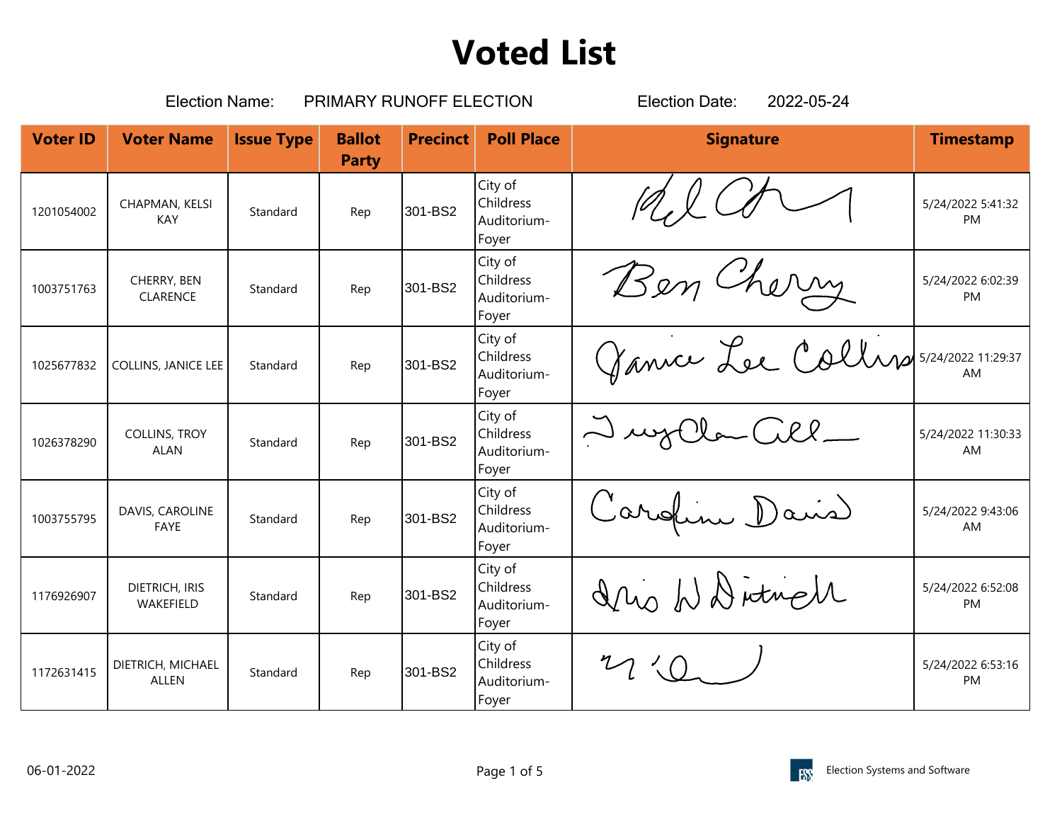# Voted List

Election Name: PRIMARY RUNOFF ELECTION Election Date: 2022-05-24

| Voter ID | Voter Name | Issue Type | Ballot Party | Precinct | Poll Place | Signature | Timestamp |
|---|---|---|---|---|---|---|---|
| 1201054002 | CHAPMAN, KELSI KAY | Standard | Rep | 301-BS2 | City of Childress Auditorium-Foyer | | 5/24/2022 5:41:32 PM |
| 1003751763 | CHERRY, BEN CLARENCE | Standard | Rep | 301-BS2 | City of Childress Auditorium-Foyer | | 5/24/2022 6:02:39 PM |
| 1025677832 | COLLINS, JANICE LEE | Standard | Rep | 301-BS2 | City of Childress Auditorium-Foyer | | 5/24/2022 11:29:37 AM |
| 1026378290 | COLLINS, TROY ALAN | Standard | Rep | 301-BS2 | City of Childress Auditorium-Foyer | | 5/24/2022 11:30:33 AM |
| 1003755795 | DAVIS, CAROLINE FAYE | Standard | Rep | 301-BS2 | City of Childress Auditorium-Foyer | | 5/24/2022 9:43:06 AM |
| 1176926907 | DIETRICH, IRIS WAKEFIELD | Standard | Rep | 301-BS2 | City of Childress Auditorium-Foyer | | 5/24/2022 6:52:08 PM |
| 1172631415 | DIETRICH, MICHAEL ALLEN | Standard | Rep | 301-BS2 | City of Childress Auditorium-Foyer | | 5/24/2022 6:53:16 PM |

06-01-2022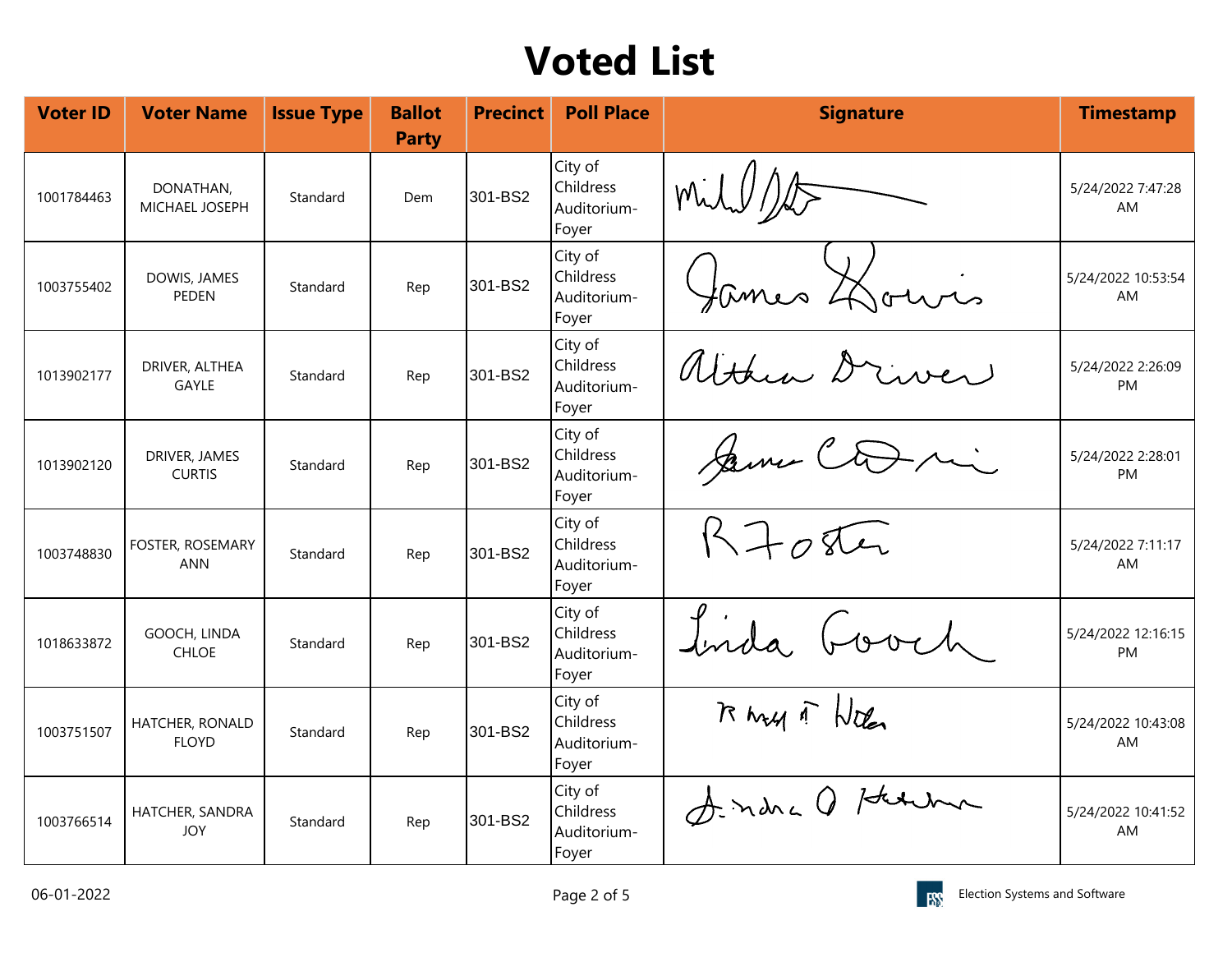# Voted List

| Voter ID | Voter Name | Issue Type | Ballot Party | Precinct | Poll Place | Signature | Timestamp |
|---|---|---|---|---|---|---|---|
| 1001784463 | DONATHAN, MICHAEL JOSEPH | Standard | Dem | 301-BS2 | City of Childress Auditorium-Foyer | | 5/24/2022 7:47:28 AM |
| 1003755402 | DOWIS, JAMES PEDEN | Standard | Rep | 301-BS2 | City of Childress Auditorium-Foyer | | 5/24/2022 10:53:54 AM |
| 1013902177 | DRIVER, ALTHEA GAYLE | Standard | Rep | 301-BS2 | City of Childress Auditorium-Foyer | | 5/24/2022 2:26:09 PM |
| 1013902120 | DRIVER, JAMES CURTIS | Standard | Rep | 301-BS2 | City of Childress Auditorium-Foyer | | 5/24/2022 2:28:01 PM |
| 1003748830 | FOSTER, ROSEMARY ANN | Standard | Rep | 301-BS2 | City of Childress Auditorium-Foyer | | 5/24/2022 7:11:17 AM |
| 1018633872 | GOOCH, LINDA CHLOE | Standard | Rep | 301-BS2 | City of Childress Auditorium-Foyer | | 5/24/2022 12:16:15 PM |
| 1003751507 | HATCHER, RONALD FLOYD | Standard | Rep | 301-BS2 | City of Childress Auditorium-Foyer | | 5/24/2022 10:43:08 AM |
| 1003766514 | HATCHER, SANDRA JOY | Standard | Rep | 301-BS2 | City of Childress Auditorium-Foyer | | 5/24/2022 10:41:52 AM |

06-01-2022

Election Systems and Software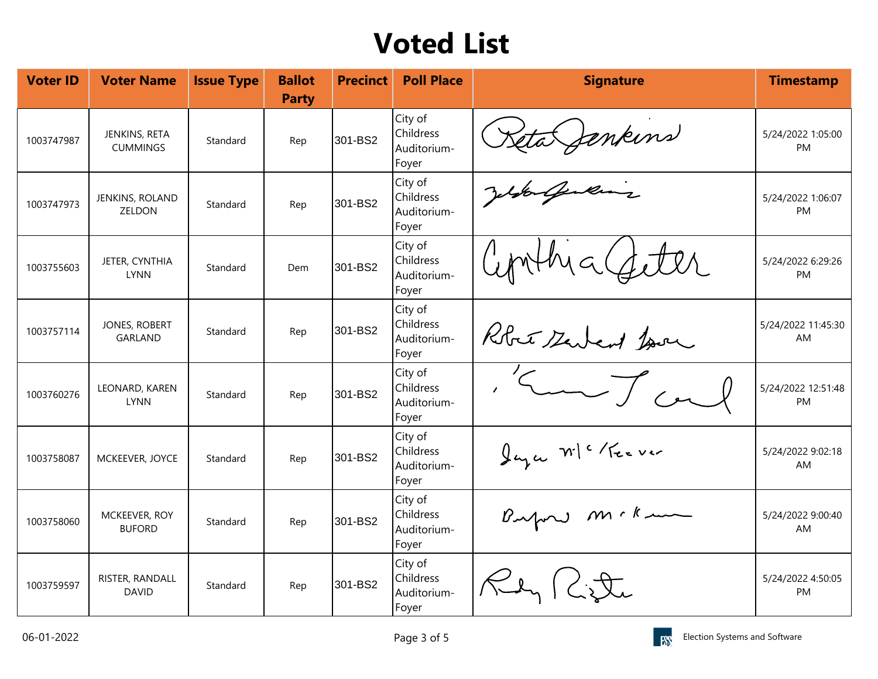# Voted List

| Voter ID | Voter Name | Issue Type | Ballot Party | Precinct | Poll Place | Signature | Timestamp |
|---|---|---|---|---|---|---|---|
| 1003747987 | JENKINS, RETA CUMMINGS | Standard | Rep | 301-BS2 | City of Childress Auditorium-Foyer | | 5/24/2022 1:05:00 PM |
| 1003747973 | JENKINS, ROLAND ZELDON | Standard | Rep | 301-BS2 | City of Childress Auditorium-Foyer | | 5/24/2022 1:06:07 PM |
| 1003755603 | JETER, CYNTHIA LYNN | Standard | Dem | 301-BS2 | City of Childress Auditorium-Foyer | | 5/24/2022 6:29:26 PM |
| 1003757114 | JONES, ROBERT GARLAND | Standard | Rep | 301-BS2 | City of Childress Auditorium-Foyer | | 5/24/2022 11:45:30 AM |
| 1003760276 | LEONARD, KAREN LYNN | Standard | Rep | 301-BS2 | City of Childress Auditorium-Foyer | | 5/24/2022 12:51:48 PM |
| 1003758087 | MCKEEVER, JOYCE | Standard | Rep | 301-BS2 | City of Childress Auditorium-Foyer | | 5/24/2022 9:02:18 AM |
| 1003758060 | MCKEEVER, ROY BUFORD | Standard | Rep | 301-BS2 | City of Childress Auditorium-Foyer | | 5/24/2022 9:00:40 AM |
| 1003759597 | RISTER, RANDALL DAVID | Standard | Rep | 301-BS2 | City of Childress Auditorium-Foyer | | 5/24/2022 4:50:05 PM |

06-01-2022

Election Systems and Software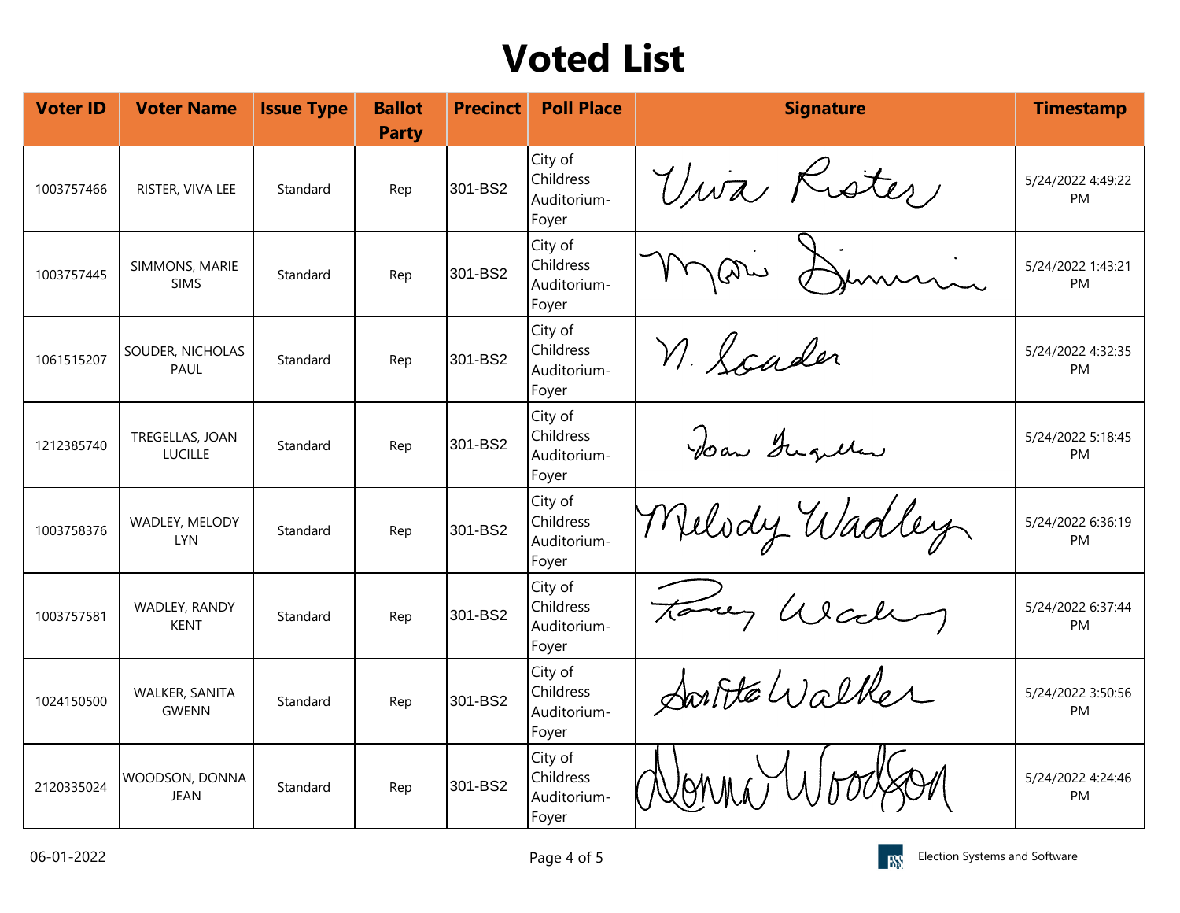# Voted List

| Voter ID | Voter Name | Issue Type | Ballot Party | Precinct | Poll Place | Signature | Timestamp |
|---|---|---|---|---|---|---|---|
| 1003757466 | RISTER, VIVA LEE | Standard | Rep | 301-BS2 | City of Childress Auditorium-Foyer | Viva Rister | 5/24/2022 4:49:22 PM |
| 1003757445 | SIMMONS, MARIE SIMS | Standard | Rep | 301-BS2 | City of Childress Auditorium-Foyer | Marie Simmons | 5/24/2022 1:43:21 PM |
| 1061515207 | SOUDER, NICHOLAS PAUL | Standard | Rep | 301-BS2 | City of Childress Auditorium-Foyer | N. Souder | 5/24/2022 4:32:35 PM |
| 1212385740 | TREGELLAS, JOAN LUCILLE | Standard | Rep | 301-BS2 | City of Childress Auditorium-Foyer | Joan Tregellas | 5/24/2022 5:18:45 PM |
| 1003758376 | WADLEY, MELODY LYN | Standard | Rep | 301-BS2 | City of Childress Auditorium-Foyer | Melody Wadley | 5/24/2022 6:36:19 PM |
| 1003757581 | WADLEY, RANDY KENT | Standard | Rep | 301-BS2 | City of Childress Auditorium-Foyer | Randy Wadley | 5/24/2022 6:37:44 PM |
| 1024150500 | WALKER, SANITA GWENN | Standard | Rep | 301-BS2 | City of Childress Auditorium-Foyer | Sanita Walker | 5/24/2022 3:50:56 PM |
| 2120335024 | WOODSON, DONNA JEAN | Standard | Rep | 301-BS2 | City of Childress Auditorium-Foyer | Donna Woodson | 5/24/2022 4:24:46 PM |

06-01-2022

Election Systems and Software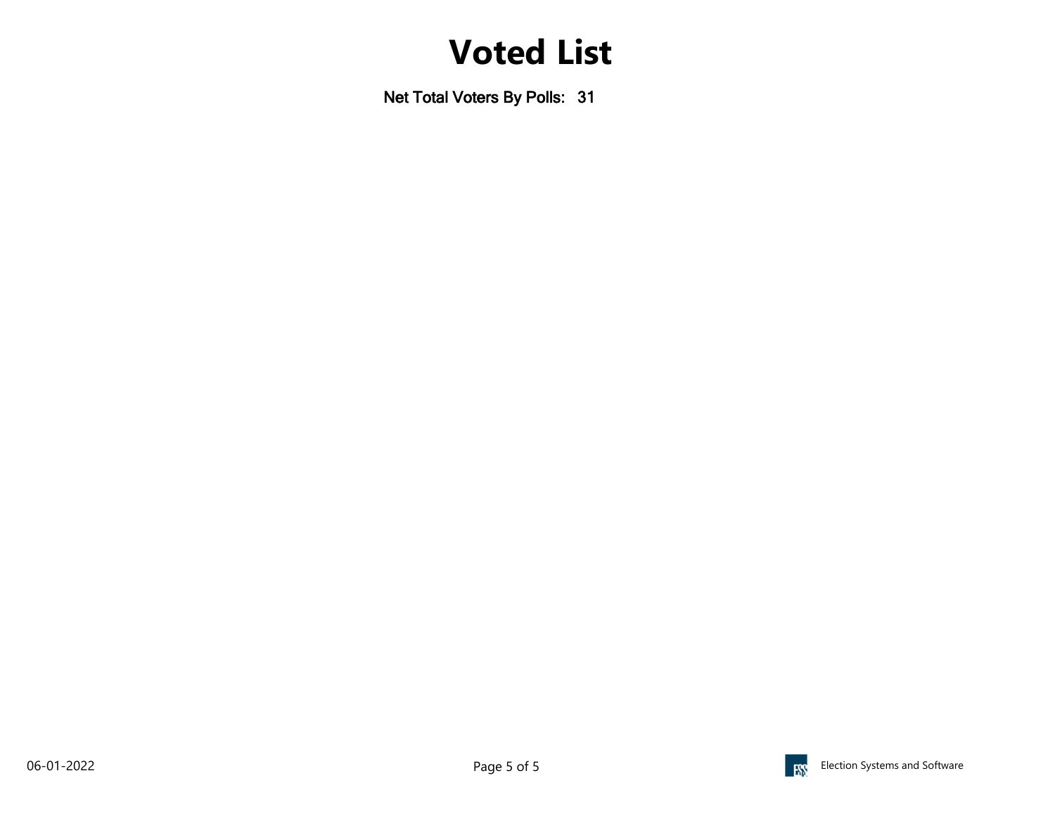# Voted List

**Net Total Voters By Polls: 31**